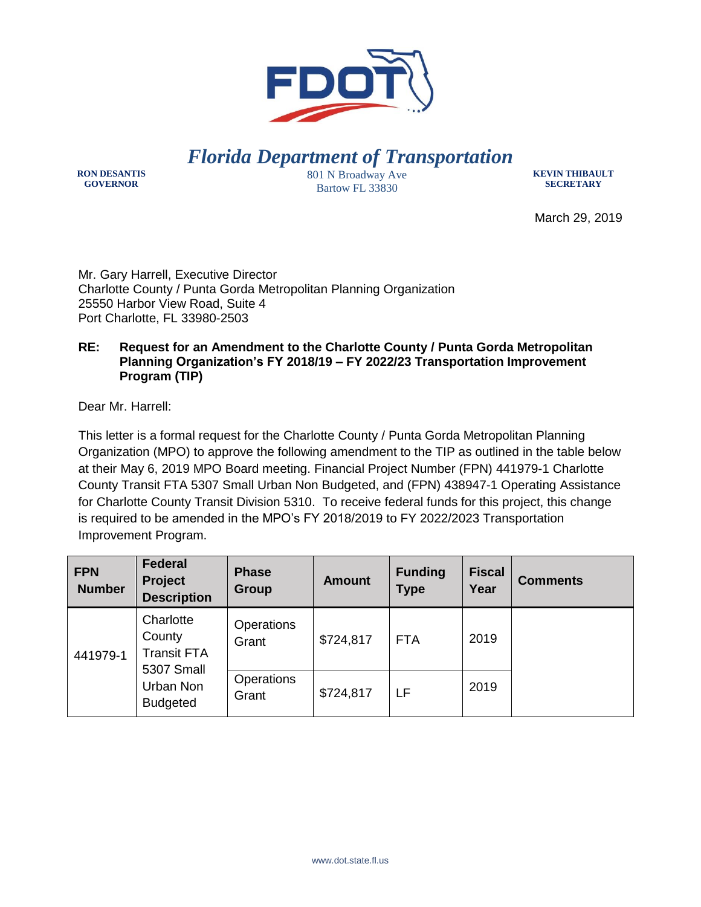# Florida Department of Transportation

**RON DESANTIS**
**GOVERNOR**

801 N Broadway Ave
Bartow FL 33830

**KEVIN THIBAULT**
**SECRETARY**

March 29, 2019

Mr. Gary Harrell, Executive Director
Charlotte County / Punta Gorda Metropolitan Planning Organization
25550 Harbor View Road, Suite 4
Port Charlotte, FL 33980-2503

**RE: Request for an Amendment to the Charlotte County / Punta Gorda Metropolitan Planning Organization's FY 2018/19 – FY 2022/23 Transportation Improvement Program (TIP)**

Dear Mr. Harrell:

This letter is a formal request for the Charlotte County / Punta Gorda Metropolitan Planning Organization (MPO) to approve the following amendment to the TIP as outlined in the table below at their May 6, 2019 MPO Board meeting. Financial Project Number (FPN) 441979-1 Charlotte County Transit FTA 5307 Small Urban Non Budgeted, and (FPN) 438947-1 Operating Assistance for Charlotte County Transit Division 5310. To receive federal funds for this project, this change is required to be amended in the MPO's FY 2018/2019 to FY 2022/2023 Transportation Improvement Program.

| FPN Number | Federal Project Description | Phase Group | Amount | Funding Type | Fiscal Year | Comments |
|---|---|---|---|---|---|---|
| 441979-1 | Charlotte County Transit FTA 5307 Small Urban Non Budgeted | Operations Grant | $724,817 | FTA | 2019 | |
| | | Operations Grant | $724,817 | LF | 2019 | |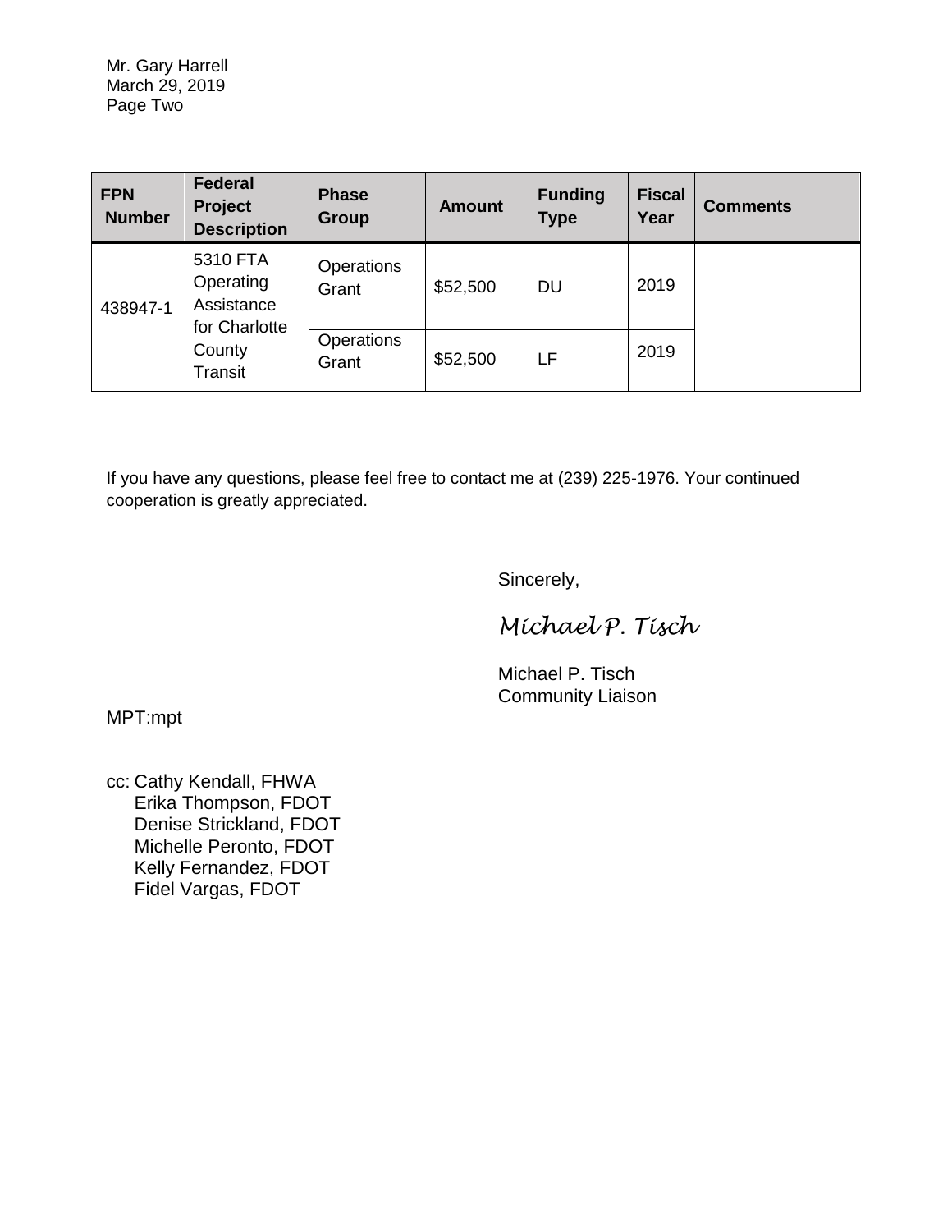Mr. Gary Harrell
March 29, 2019

| FPN Number | Federal Project Description | Phase Group | Amount | Funding Type | Fiscal Year | Comments |
|---|---|---|---|---|---|---|
| 438947-1 | 5310 FTA Operating Assistance for Charlotte County Transit | Operations Grant | $52,500 | DU | 2019 | |
| | | Operations Grant | $52,500 | LF | 2019 | |

If you have any questions, please feel free to contact me at (239) 225-1976. Your continued cooperation is greatly appreciated.

Sincerely,

*Michael P. Tisch*

Michael P. Tisch
Community Liaison

MPT:mpt

cc: Cathy Kendall, FHWA
Erika Thompson, FDOT
Denise Strickland, FDOT
Michelle Peronto, FDOT
Kelly Fernandez, FDOT
Fidel Vargas, FDOT